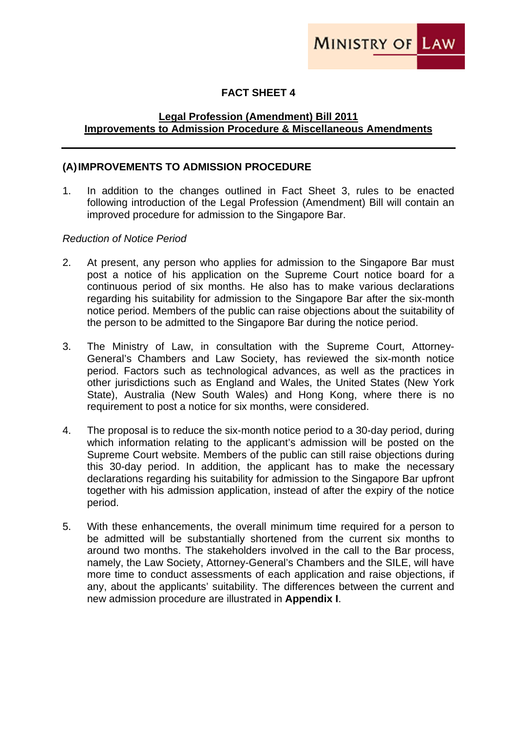MINISTRY OF LAW

# FACT SHEET 4

## Legal Profession (Amendment) Bill 2011
## Improvements to Admission Procedure & Miscellaneous Amendments

---

### (A) IMPROVEMENTS TO ADMISSION PROCEDURE

1. In addition to the changes outlined in Fact Sheet 3, rules to be enacted following introduction of the Legal Profession (Amendment) Bill will contain an improved procedure for admission to the Singapore Bar.

*Reduction of Notice Period*

2. At present, any person who applies for admission to the Singapore Bar must post a notice of his application on the Supreme Court notice board for a continuous period of six months. He also has to make various declarations regarding his suitability for admission to the Singapore Bar after the six-month notice period. Members of the public can raise objections about the suitability of the person to be admitted to the Singapore Bar during the notice period.

3. The Ministry of Law, in consultation with the Supreme Court, Attorney-General's Chambers and Law Society, has reviewed the six-month notice period. Factors such as technological advances, as well as the practices in other jurisdictions such as England and Wales, the United States (New York State), Australia (New South Wales) and Hong Kong, where there is no requirement to post a notice for six months, were considered.

4. The proposal is to reduce the six-month notice period to a 30-day period, during which information relating to the applicant's admission will be posted on the Supreme Court website. Members of the public can still raise objections during this 30-day period. In addition, the applicant has to make the necessary declarations regarding his suitability for admission to the Singapore Bar upfront together with his admission application, instead of after the expiry of the notice period.

5. With these enhancements, the overall minimum time required for a person to be admitted will be substantially shortened from the current six months to around two months. The stakeholders involved in the call to the Bar process, namely, the Law Society, Attorney-General's Chambers and the SILE, will have more time to conduct assessments of each application and raise objections, if any, about the applicants' suitability. The differences between the current and new admission procedure are illustrated in **Appendix I**.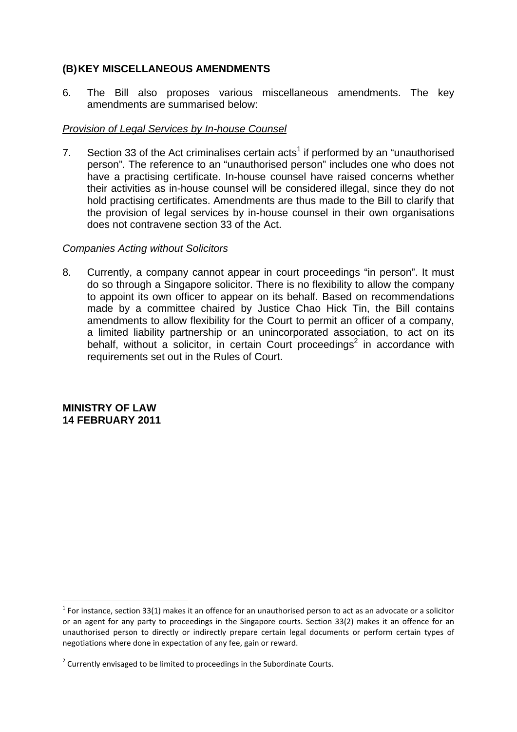## (B) KEY MISCELLANEOUS AMENDMENTS

6. The Bill also proposes various miscellaneous amendments. The key amendments are summarised below:

*Provision of Legal Services by In-house Counsel*

7. Section 33 of the Act criminalises certain acts[1] if performed by an "unauthorised person". The reference to an "unauthorised person" includes one who does not have a practising certificate. In-house counsel have raised concerns whether their activities as in-house counsel will be considered illegal, since they do not hold practising certificates. Amendments are thus made to the Bill to clarify that the provision of legal services by in-house counsel in their own organisations does not contravene section 33 of the Act.

*Companies Acting without Solicitors*

8. Currently, a company cannot appear in court proceedings "in person". It must do so through a Singapore solicitor. There is no flexibility to allow the company to appoint its own officer to appear on its behalf. Based on recommendations made by a committee chaired by Justice Chao Hick Tin, the Bill contains amendments to allow flexibility for the Court to permit an officer of a company, a limited liability partnership or an unincorporated association, to act on its behalf, without a solicitor, in certain Court proceedings[2] in accordance with requirements set out in the Rules of Court.

**MINISTRY OF LAW**
**14 FEBRUARY 2011**

---

[1] For instance, section 33(1) makes it an offence for an unauthorised person to act as an advocate or a solicitor or an agent for any party to proceedings in the Singapore courts. Section 33(2) makes it an offence for an unauthorised person to directly or indirectly prepare certain legal documents or perform certain types of negotiations where done in expectation of any fee, gain or reward.

[2] Currently envisaged to be limited to proceedings in the Subordinate Courts.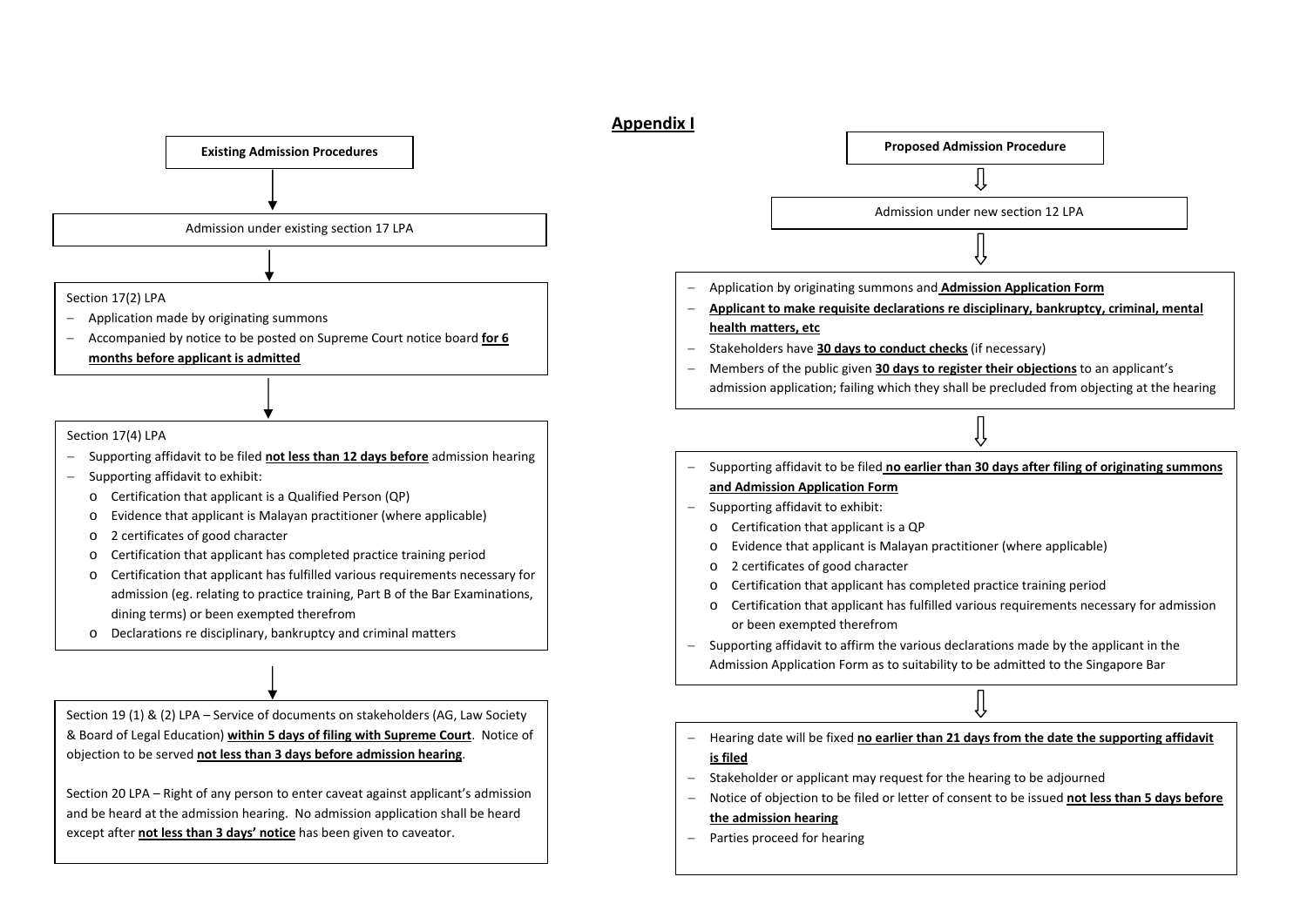## Appendix I

### Existing Admission Procedures

Admission under existing section 17 LPA

Section 17(2) LPA

- Application made by originating summons
- Accompanied by notice to be posted on Supreme Court notice board **for 6 months before applicant is admitted**

Section 17(4) LPA

- Supporting affidavit to be filed **not less than 12 days before** admission hearing
- Supporting affidavit to exhibit:
  - Certification that applicant is a Qualified Person (QP)
  - Evidence that applicant is Malayan practitioner (where applicable)
  - 2 certificates of good character
  - Certification that applicant has completed practice training period
  - Certification that applicant has fulfilled various requirements necessary for admission (eg. relating to practice training, Part B of the Bar Examinations, dining terms) or been exempted therefrom
  - Declarations re disciplinary, bankruptcy and criminal matters

Section 19 (1) & (2) LPA – Service of documents on stakeholders (AG, Law Society & Board of Legal Education) **within 5 days of filing with Supreme Court**. Notice of objection to be served **not less than 3 days before admission hearing**.

Section 20 LPA – Right of any person to enter caveat against applicant's admission and be heard at the admission hearing. No admission application shall be heard except after **not less than 3 days' notice** has been given to caveator.

### Proposed Admission Procedure

Admission under new section 12 LPA

- Application by originating summons and **Admission Application Form**
- **Applicant to make requisite declarations re disciplinary, bankruptcy, criminal, mental health matters, etc**
- Stakeholders have **30 days to conduct checks** (if necessary)
- Members of the public given **30 days to register their objections** to an applicant's admission application; failing which they shall be precluded from objecting at the hearing

- Supporting affidavit to be filed **no earlier than 30 days after filing of originating summons and Admission Application Form**
- Supporting affidavit to exhibit:
  - Certification that applicant is a QP
  - Evidence that applicant is Malayan practitioner (where applicable)
  - 2 certificates of good character
  - Certification that applicant has completed practice training period
  - Certification that applicant has fulfilled various requirements necessary for admission or been exempted therefrom
- Supporting affidavit to affirm the various declarations made by the applicant in the Admission Application Form as to suitability to be admitted to the Singapore Bar

- Hearing date will be fixed **no earlier than 21 days from the date the supporting affidavit is filed**
- Stakeholder or applicant may request for the hearing to be adjourned
- Notice of objection to be filed or letter of consent to be issued **not less than 5 days before the admission hearing**
- Parties proceed for hearing